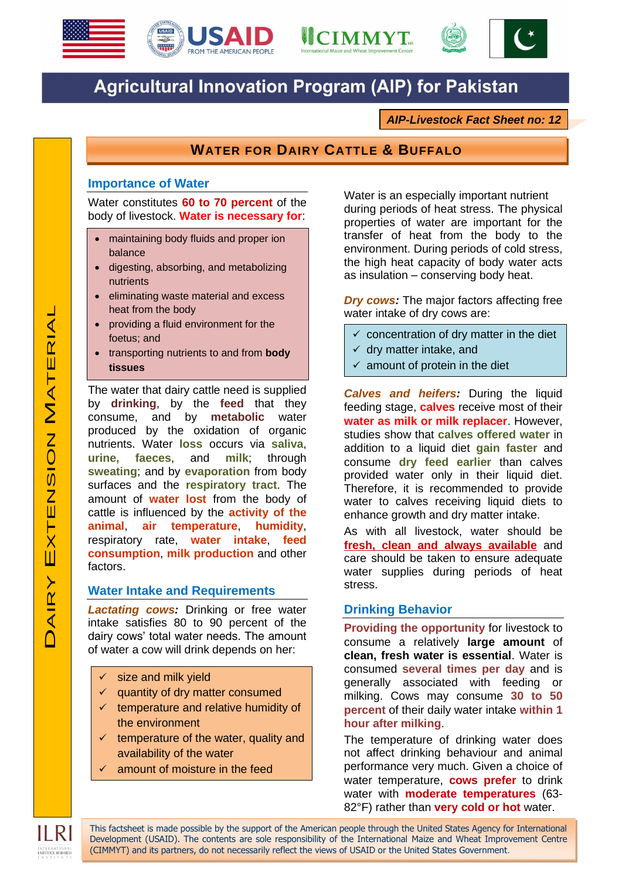# Agricultural Innovation Program (AIP) for Pakistan

***AIP-Livestock Fact Sheet no: 12***

## Water for Dairy Cattle & Buffalo

Dairy Extension Material

### Importance of Water

Water constitutes **60 to 70 percent** of the body of livestock. **Water is necessary for**:

- maintaining body fluids and proper ion balance
- digesting, absorbing, and metabolizing nutrients
- eliminating waste material and excess heat from the body
- providing a fluid environment for the foetus; and
- transporting nutrients to and from **body tissues**

The water that dairy cattle need is supplied by **drinking**, by the **feed** that they consume, and by **metabolic** water produced by the oxidation of organic nutrients. Water **loss** occurs via **saliva**, **urine**, **faeces**, and **milk**; through **sweating**; and by **evaporation** from body surfaces and the **respiratory tract**. The amount of **water lost** from the body of cattle is influenced by the **activity of the animal**, **air temperature**, **humidity**, respiratory rate, **water intake**, **feed consumption**, **milk production** and other factors.

### Water Intake and Requirements

***Lactating cows:*** Drinking or free water intake satisfies 80 to 90 percent of the dairy cows' total water needs. The amount of water a cow will drink depends on her:

- ✓ size and milk yield
- ✓ quantity of dry matter consumed
- ✓ temperature and relative humidity of the environment
- ✓ temperature of the water, quality and availability of the water
- ✓ amount of moisture in the feed

Water is an especially important nutrient during periods of heat stress. The physical properties of water are important for the transfer of heat from the body to the environment. During periods of cold stress, the high heat capacity of body water acts as insulation – conserving body heat.

***Dry cows:*** The major factors affecting free water intake of dry cows are:

- ✓ concentration of dry matter in the diet
- ✓ dry matter intake, and
- ✓ amount of protein in the diet

***Calves and heifers:*** During the liquid feeding stage, **calves** receive most of their **water as milk or milk replacer**. However, studies show that **calves offered water** in addition to a liquid diet **gain faster** and consume **dry feed earlier** than calves provided water only in their liquid diet. Therefore, it is recommended to provide water to calves receiving liquid diets to enhance growth and dry matter intake.

As with all livestock, water should be **fresh, clean and always available** and care should be taken to ensure adequate water supplies during periods of heat stress.

### Drinking Behavior

**Providing the opportunity** for livestock to consume a relatively **large amount** of **clean, fresh water is essential**. Water is consumed **several times per day** and is generally associated with feeding or milking. Cows may consume **30 to 50 percent** of their daily water intake **within 1 hour after milking**.

The temperature of drinking water does not affect drinking behaviour and animal performance very much. Given a choice of water temperature, **cows prefer** to drink water with **moderate temperatures** (63-82°F) rather than **very cold or hot** water.

This factsheet is made possible by the support of the American people through the United States Agency for International Development (USAID). The contents are sole responsibility of the International Maize and Wheat Improvement Centre (CIMMYT) and its partners, do not necessarily reflect the views of USAID or the United States Government.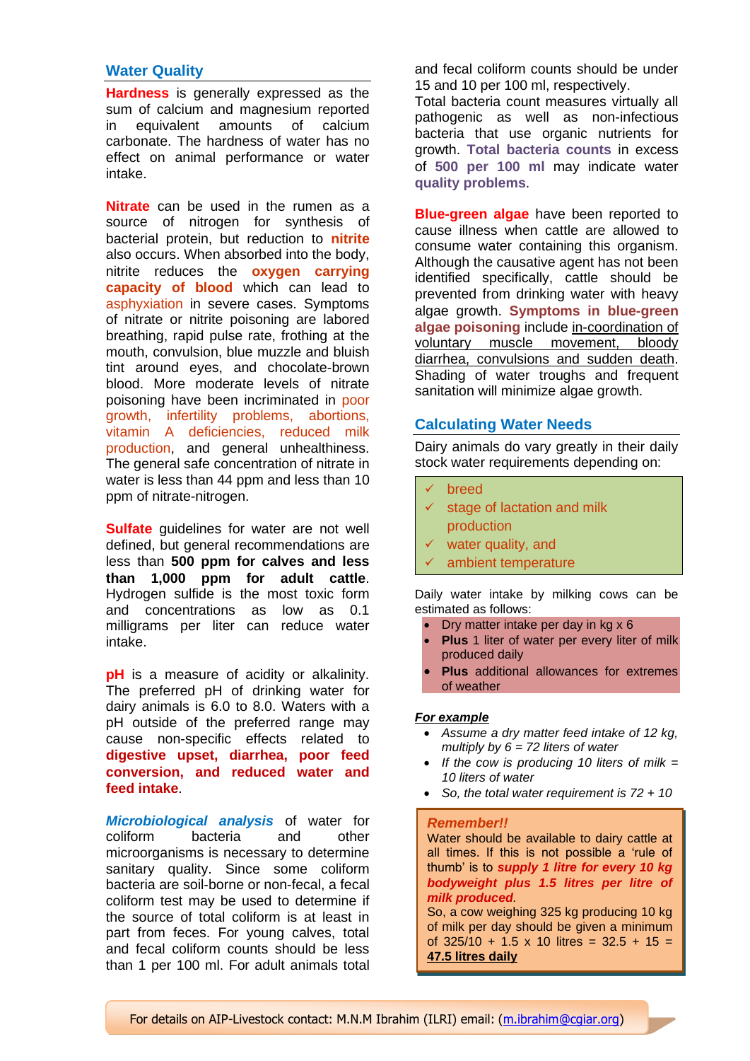## Water Quality

**Hardness** is generally expressed as the sum of calcium and magnesium reported in equivalent amounts of calcium carbonate. The hardness of water has no effect on animal performance or water intake.

**Nitrate** can be used in the rumen as a source of nitrogen for synthesis of bacterial protein, but reduction to **nitrite** also occurs. When absorbed into the body, nitrite reduces the **oxygen carrying capacity of blood** which can lead to asphyxiation in severe cases. Symptoms of nitrate or nitrite poisoning are labored breathing, rapid pulse rate, frothing at the mouth, convulsion, blue muzzle and bluish tint around eyes, and chocolate-brown blood. More moderate levels of nitrate poisoning have been incriminated in poor growth, infertility problems, abortions, vitamin A deficiencies, reduced milk production, and general unhealthiness. The general safe concentration of nitrate in water is less than 44 ppm and less than 10 ppm of nitrate-nitrogen.

**Sulfate** guidelines for water are not well defined, but general recommendations are less than **500 ppm for calves and less than 1,000 ppm for adult cattle**. Hydrogen sulfide is the most toxic form and concentrations as low as 0.1 milligrams per liter can reduce water intake.

**pH** is a measure of acidity or alkalinity. The preferred pH of drinking water for dairy animals is 6.0 to 8.0. Waters with a pH outside of the preferred range may cause non-specific effects related to **digestive upset, diarrhea, poor feed conversion, and reduced water and feed intake**.

***Microbiological analysis*** of water for coliform bacteria and other microorganisms is necessary to determine sanitary quality. Since some coliform bacteria are soil-borne or non-fecal, a fecal coliform test may be used to determine if the source of total coliform is at least in part from feces. For young calves, total and fecal coliform counts should be less than 1 per 100 ml. For adult animals total and fecal coliform counts should be under 15 and 10 per 100 ml, respectively.
Total bacteria count measures virtually all pathogenic as well as non-infectious bacteria that use organic nutrients for growth. **Total bacteria counts** in excess of **500 per 100 ml** may indicate water **quality problems**.

**Blue-green algae** have been reported to cause illness when cattle are allowed to consume water containing this organism. Although the causative agent has not been identified specifically, cattle should be prevented from drinking water with heavy algae growth. **Symptoms in blue-green algae poisoning** include in-coordination of voluntary muscle movement, bloody diarrhea, convulsions and sudden death. Shading of water troughs and frequent sanitation will minimize algae growth.

## Calculating Water Needs

Dairy animals do vary greatly in their daily stock water requirements depending on:

- ✓ breed
- ✓ stage of lactation and milk production
- ✓ water quality, and
- ✓ ambient temperature

Daily water intake by milking cows can be estimated as follows:

- Dry matter intake per day in kg x 6
- **Plus** 1 liter of water per every liter of milk produced daily
- **Plus** additional allowances for extremes of weather

***For example***

- *Assume a dry matter feed intake of 12 kg, multiply by 6 = 72 liters of water*
- *If the cow is producing 10 liters of milk = 10 liters of water*
- *So, the total water requirement is 72 + 10*

***Remember!!***
Water should be available to dairy cattle at all times. If this is not possible a 'rule of thumb' is to ***supply 1 litre for every 10 kg bodyweight plus 1.5 litres per litre of milk produced***.
So, a cow weighing 325 kg producing 10 kg of milk per day should be given a minimum of 325/10 + 1.5 x 10 litres = 32.5 + 15 = **47.5 litres daily**

For details on AIP-Livestock contact: M.N.M Ibrahim (ILRI) email: (m.ibrahim@cgiar.org)